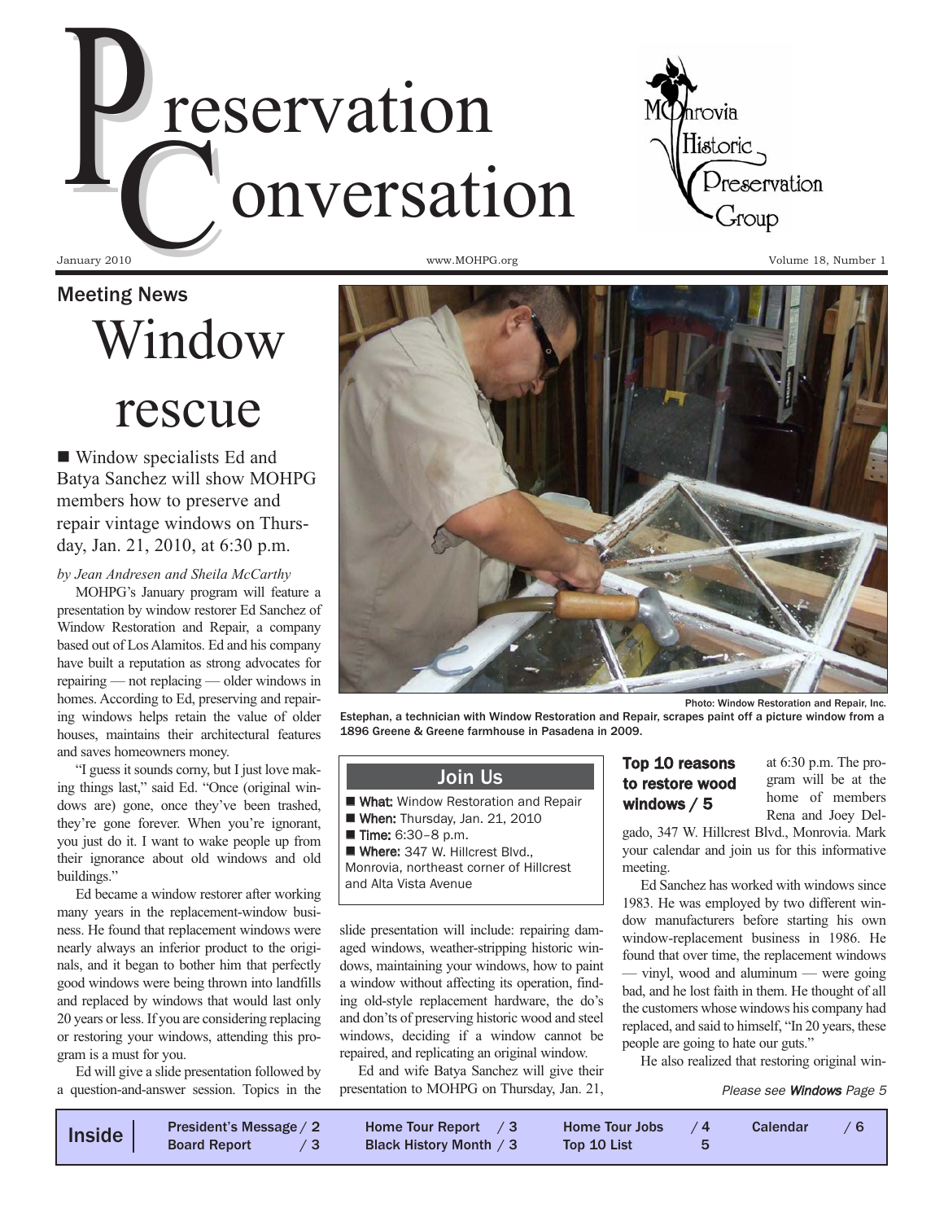# Preservation Conversation

Monrovia Historic Preservation Group

January 2010 www.MOHPG.org Volume 18, Number 1

## Meeting News

# Window rescue

■ Window specialists Ed and Batya Sanchez will show MOHPG members how to preserve and repair vintage windows on Thursday, Jan. 21, 2010, at 6:30 p.m.

*by Jean Andresen and Sheila McCarthy*

MOHPG's January program will feature a presentation by window restorer Ed Sanchez of Window Restoration and Repair, a company based out of Los Alamitos. Ed and his company have built a reputation as strong advocates for repairing — not replacing — older windows in homes. According to Ed, preserving and repairing windows helps retain the value of older houses, maintains their architectural features and saves homeowners money.

"I guess it sounds corny, but I just love making things last," said Ed. "Once (original windows are) gone, once they've been trashed, they're gone forever. When you're ignorant, you just do it. I want to wake people up from their ignorance about old windows and old buildings."

Ed became a window restorer after working many years in the replacement-window business. He found that replacement windows were nearly always an inferior product to the originals, and it began to bother him that perfectly good windows were being thrown into landfills and replaced by windows that would last only 20 years or less. If you are considering replacing or restoring your windows, attending this program is a must for you.

Ed will give a slide presentation followed by a question-and-answer session. Topics in the slide presentation will include: repairing damaged windows, weather-stripping historic windows, maintaining your windows, how to paint a window without affecting its operation, finding old-style replacement hardware, the do's and don'ts of preserving historic wood and steel windows, deciding if a window cannot be repaired, and replicating an original window.

Ed and wife Batya Sanchez will give their presentation to MOHPG on Thursday, Jan. 21, at 6:30 p.m. The program will be at the home of members Rena and Joey Delgado, 347 W. Hillcrest Blvd., Monrovia. Mark your calendar and join us for this informative meeting.

Ed Sanchez has worked with windows since 1983. He was employed by two different window manufacturers before starting his own window-replacement business in 1986. He found that over time, the replacement windows — vinyl, wood and aluminum — were going bad, and he lost faith in them. He thought of all the customers whose windows his company had replaced, and said to himself, "In 20 years, these people are going to hate our guts."

He also realized that restoring original win-

*Please see **Windows** Page 5*

Photo: Window Restoration and Repair, Inc.

Estephan, a technician with Window Restoration and Repair, scrapes paint off a picture window from a 1896 Greene & Greene farmhouse in Pasadena in 2009.

### Join Us

- **What:** Window Restoration and Repair
- **When:** Thursday, Jan. 21, 2010
- **Time:** 6:30–8 p.m.
- **Where:** 347 W. Hillcrest Blvd., Monrovia, northeast corner of Hillcrest and Alta Vista Avenue

**Top 10 reasons to restore wood windows / 5**

**Inside**

| | | | |
|---|---|---|---|
| President's Message / 2 | Home Tour Report / 3 | Home Tour Jobs / 4 | Calendar / 6 |
| Board Report / 3 | Black History Month / 3 | Top 10 List 5 | |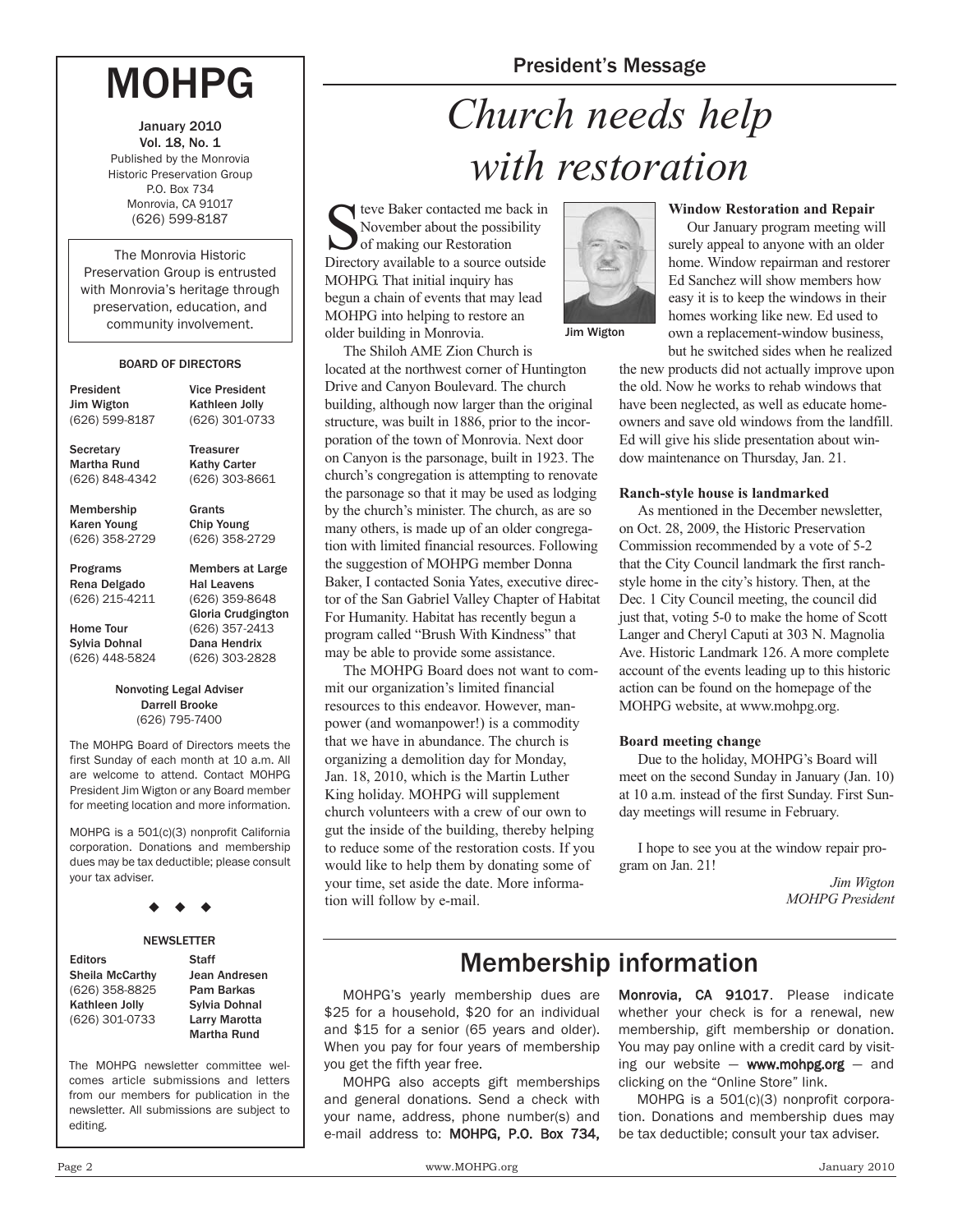# MOHPG

January 2010
Vol. 18, No. 1
Published by the Monrovia Historic Preservation Group
P.O. Box 734
Monrovia, CA 91017
(626) 599-8187

The Monrovia Historic Preservation Group is entrusted with Monrovia's heritage through preservation, education, and community involvement.

### BOARD OF DIRECTORS

**President**
Jim Wigton
(626) 599-8187

**Vice President**
Kathleen Jolly
(626) 301-0733

**Secretary**
Martha Rund
(626) 848-4342

**Treasurer**
Kathy Carter
(626) 303-8661

**Membership**
Karen Young
(626) 358-2729

**Grants**
Chip Young
(626) 358-2729

**Programs**
Rena Delgado
(626) 215-4211

**Members at Large**
Hal Leavens
(626) 359-8648
Gloria Crudgington
(626) 357-2413
Dana Hendrix
(626) 303-2828

**Home Tour**
Sylvia Dohnal
(626) 448-5824

**Nonvoting Legal Adviser**
Darrell Brooke
(626) 795-7400

The MOHPG Board of Directors meets the first Sunday of each month at 10 a.m. All are welcome to attend. Contact MOHPG President Jim Wigton or any Board member for meeting location and more information.

MOHPG is a 501(c)(3) nonprofit California corporation. Donations and membership dues may be tax deductible; please consult your tax adviser.

◆ ◆ ◆

### NEWSLETTER

**Editors**
Sheila McCarthy
(626) 358-8825
Kathleen Jolly
(626) 301-0733

**Staff**
Jean Andresen
Pam Barkas
Sylvia Dohnal
Larry Marotta
Martha Rund

The MOHPG newsletter committee welcomes article submissions and letters from our members for publication in the newsletter. All submissions are subject to editing.

## President's Message

# *Church needs help with restoration*

Steve Baker contacted me back in November about the possibility of making our Restoration Directory available to a source outside MOHPG. That initial inquiry has begun a chain of events that may lead MOHPG into helping to restore an older building in Monrovia.

Jim Wigton

The Shiloh AME Zion Church is located at the northwest corner of Huntington Drive and Canyon Boulevard. The church building, although now larger than the original structure, was built in 1886, prior to the incorporation of the town of Monrovia. Next door on Canyon is the parsonage, built in 1923. The church's congregation is attempting to renovate the parsonage so that it may be used as lodging by the church's minister. The church, as are so many others, is made up of an older congregation with limited financial resources. Following the suggestion of MOHPG member Donna Baker, I contacted Sonia Yates, executive director of the San Gabriel Valley Chapter of Habitat For Humanity. Habitat has recently begun a program called "Brush With Kindness" that may be able to provide some assistance.

The MOHPG Board does not want to commit our organization's limited financial resources to this endeavor. However, manpower (and womanpower!) is a commodity that we have in abundance. The church is organizing a demolition day for Monday, Jan. 18, 2010, which is the Martin Luther King holiday. MOHPG will supplement church volunteers with a crew of our own to gut the inside of the building, thereby helping to reduce some of the restoration costs. If you would like to help them by donating some of your time, set aside the date. More information will follow by e-mail.

**Window Restoration and Repair**

Our January program meeting will surely appeal to anyone with an older home. Window repairman and restorer Ed Sanchez will show members how easy it is to keep the windows in their homes working like new. Ed used to own a replacement-window business, but he switched sides when he realized the new products did not actually improve upon the old. Now he works to rehab windows that have been neglected, as well as educate homeowners and save old windows from the landfill. Ed will give his slide presentation about window maintenance on Thursday, Jan. 21.

**Ranch-style house is landmarked**

As mentioned in the December newsletter, on Oct. 28, 2009, the Historic Preservation Commission recommended by a vote of 5-2 that the City Council landmark the first ranch-style home in the city's history. Then, at the Dec. 1 City Council meeting, the council did just that, voting 5-0 to make the home of Scott Langer and Cheryl Caputi at 303 N. Magnolia Ave. Historic Landmark 126. A more complete account of the events leading up to this historic action can be found on the homepage of the MOHPG website, at www.mohpg.org.

**Board meeting change**

Due to the holiday, MOHPG's Board will meet on the second Sunday in January (Jan. 10) at 10 a.m. instead of the first Sunday. First Sunday meetings will resume in February.

I hope to see you at the window repair program on Jan. 21!

*Jim Wigton*
*MOHPG President*

## Membership information

MOHPG's yearly membership dues are $25 for a household, $20 for an individual and $15 for a senior (65 years and older). When you pay for four years of membership you get the fifth year free.

MOHPG also accepts gift memberships and general donations. Send a check with your name, address, phone number(s) and e-mail address to: **MOHPG, P.O. Box 734, Monrovia, CA 91017**. Please indicate whether your check is for a renewal, new membership, gift membership or donation. You may pay online with a credit card by visiting our website — **www.mohpg.org** — and clicking on the "Online Store" link.

MOHPG is a 501(c)(3) nonprofit corporation. Donations and membership dues may be tax deductible; consult your tax adviser.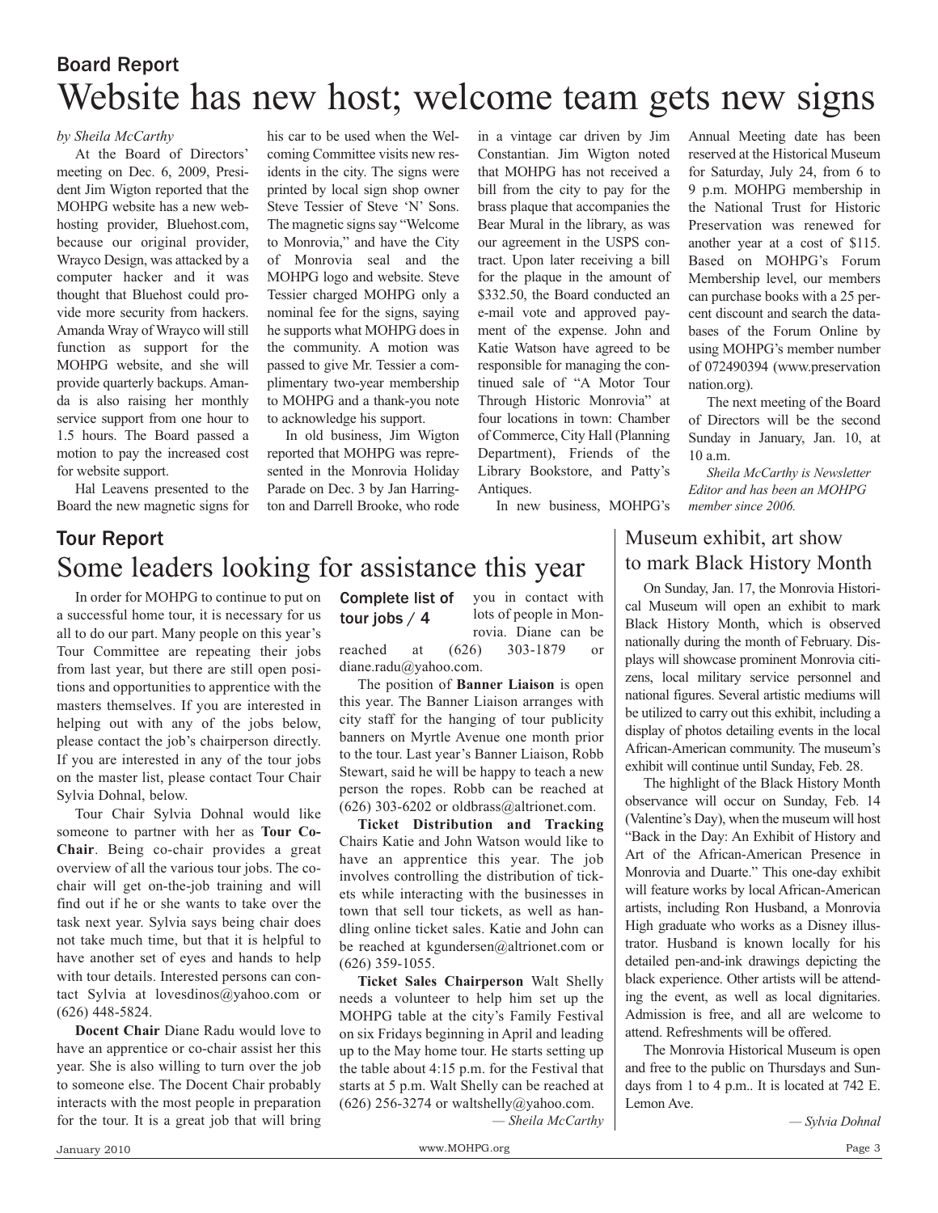## Board Report

# Website has new host; welcome team gets new signs

*by Sheila McCarthy*

At the Board of Directors' meeting on Dec. 6, 2009, President Jim Wigton reported that the MOHPG website has a new web-hosting provider, Bluehost.com, because our original provider, Wrayco Design, was attacked by a computer hacker and it was thought that Bluehost could provide more security from hackers. Amanda Wray of Wrayco will still function as support for the MOHPG website, and she will provide quarterly backups. Amanda is also raising her monthly service support from one hour to 1.5 hours. The Board passed a motion to pay the increased cost for website support.

Hal Leavens presented to the Board the new magnetic signs for his car to be used when the Welcoming Committee visits new residents in the city. The signs were printed by local sign shop owner Steve Tessier of Steve 'N' Sons. The magnetic signs say "Welcome to Monrovia," and have the City of Monrovia seal and the MOHPG logo and website. Steve Tessier charged MOHPG only a nominal fee for the signs, saying he supports what MOHPG does in the community. A motion was passed to give Mr. Tessier a complimentary two-year membership to MOHPG and a thank-you note to acknowledge his support.

In old business, Jim Wigton reported that MOHPG was represented in the Monrovia Holiday Parade on Dec. 3 by Jan Harrington and Darrell Brooke, who rode in a vintage car driven by Jim Constantian. Jim Wigton noted that MOHPG has not received a bill from the city to pay for the brass plaque that accompanies the Bear Mural in the library, as was our agreement in the USPS contract. Upon later receiving a bill for the plaque in the amount of $332.50, the Board conducted an e-mail vote and approved payment of the expense. John and Katie Watson have agreed to be responsible for managing the continued sale of "A Motor Tour Through Historic Monrovia" at four locations in town: Chamber of Commerce, City Hall (Planning Department), Friends of the Library Bookstore, and Patty's Antiques.

In new business, MOHPG's Annual Meeting date has been reserved at the Historical Museum for Saturday, July 24, from 6 to 9 p.m. MOHPG membership in the National Trust for Historic Preservation was renewed for another year at a cost of $115. Based on MOHPG's Forum Membership level, our members can purchase books with a 25 percent discount and search the databases of the Forum Online by using MOHPG's member number of 072490394 (www.preservationnation.org).

The next meeting of the Board of Directors will be the second Sunday in January, Jan. 10, at 10 a.m.

*Sheila McCarthy is Newsletter Editor and has been an MOHPG member since 2006.*

## Tour Report

# Some leaders looking for assistance this year

In order for MOHPG to continue to put on a successful home tour, it is necessary for us all to do our part. Many people on this year's Tour Committee are repeating their jobs from last year, but there are still open positions and opportunities to apprentice with the masters themselves. If you are interested in helping out with any of the jobs below, please contact the job's chairperson directly. If you are interested in any of the tour jobs on the master list, please contact Tour Chair Sylvia Dohnal, below.

Tour Chair Sylvia Dohnal would like someone to partner with her as **Tour Co-Chair**. Being co-chair provides a great overview of all the various tour jobs. The co-chair will get on-the-job training and will find out if he or she wants to take over the task next year. Sylvia says being chair does not take much time, but that it is helpful to have another set of eyes and hands to help with tour details. Interested persons can contact Sylvia at lovesdinos@yahoo.com or (626) 448-5824.

**Docent Chair** Diane Radu would love to have an apprentice or co-chair assist her this year. She is also willing to turn over the job to someone else. The Docent Chair probably interacts with the most people in preparation for the tour. It is a great job that will bring you in contact with lots of people in Monrovia. Diane can be reached at (626) 303-1879 or diane.radu@yahoo.com.

**Complete list of tour jobs / 4**

The position of **Banner Liaison** is open this year. The Banner Liaison arranges with city staff for the hanging of tour publicity banners on Myrtle Avenue one month prior to the tour. Last year's Banner Liaison, Robb Stewart, said he will be happy to teach a new person the ropes. Robb can be reached at (626) 303-6202 or oldbrass@altrionet.com.

**Ticket Distribution and Tracking** Chairs Katie and John Watson would like to have an apprentice this year. The job involves controlling the distribution of tickets while interacting with the businesses in town that sell tour tickets, as well as handling online ticket sales. Katie and John can be reached at kgundersen@altrionet.com or (626) 359-1055.

**Ticket Sales Chairperson** Walt Shelly needs a volunteer to help him set up the MOHPG table at the city's Family Festival on six Fridays beginning in April and leading up to the May home tour. He starts setting up the table about 4:15 p.m. for the Festival that starts at 5 p.m. Walt Shelly can be reached at (626) 256-3274 or waltshelly@yahoo.com.

*— Sheila McCarthy*

# Museum exhibit, art show to mark Black History Month

On Sunday, Jan. 17, the Monrovia Historical Museum will open an exhibit to mark Black History Month, which is observed nationally during the month of February. Displays will showcase prominent Monrovia citizens, local military service personnel and national figures. Several artistic mediums will be utilized to carry out this exhibit, including a display of photos detailing events in the local African-American community. The museum's exhibit will continue until Sunday, Feb. 28.

The highlight of the Black History Month observance will occur on Sunday, Feb. 14 (Valentine's Day), when the museum will host "Back in the Day: An Exhibit of History and Art of the African-American Presence in Monrovia and Duarte." This one-day exhibit will feature works by local African-American artists, including Ron Husband, a Monrovia High graduate who works as a Disney illustrator. Husband is known locally for his detailed pen-and-ink drawings depicting the black experience. Other artists will be attending the event, as well as local dignitaries. Admission is free, and all are welcome to attend. Refreshments will be offered.

The Monrovia Historical Museum is open and free to the public on Thursdays and Sundays from 1 to 4 p.m.. It is located at 742 E. Lemon Ave.

*— Sylvia Dohnal*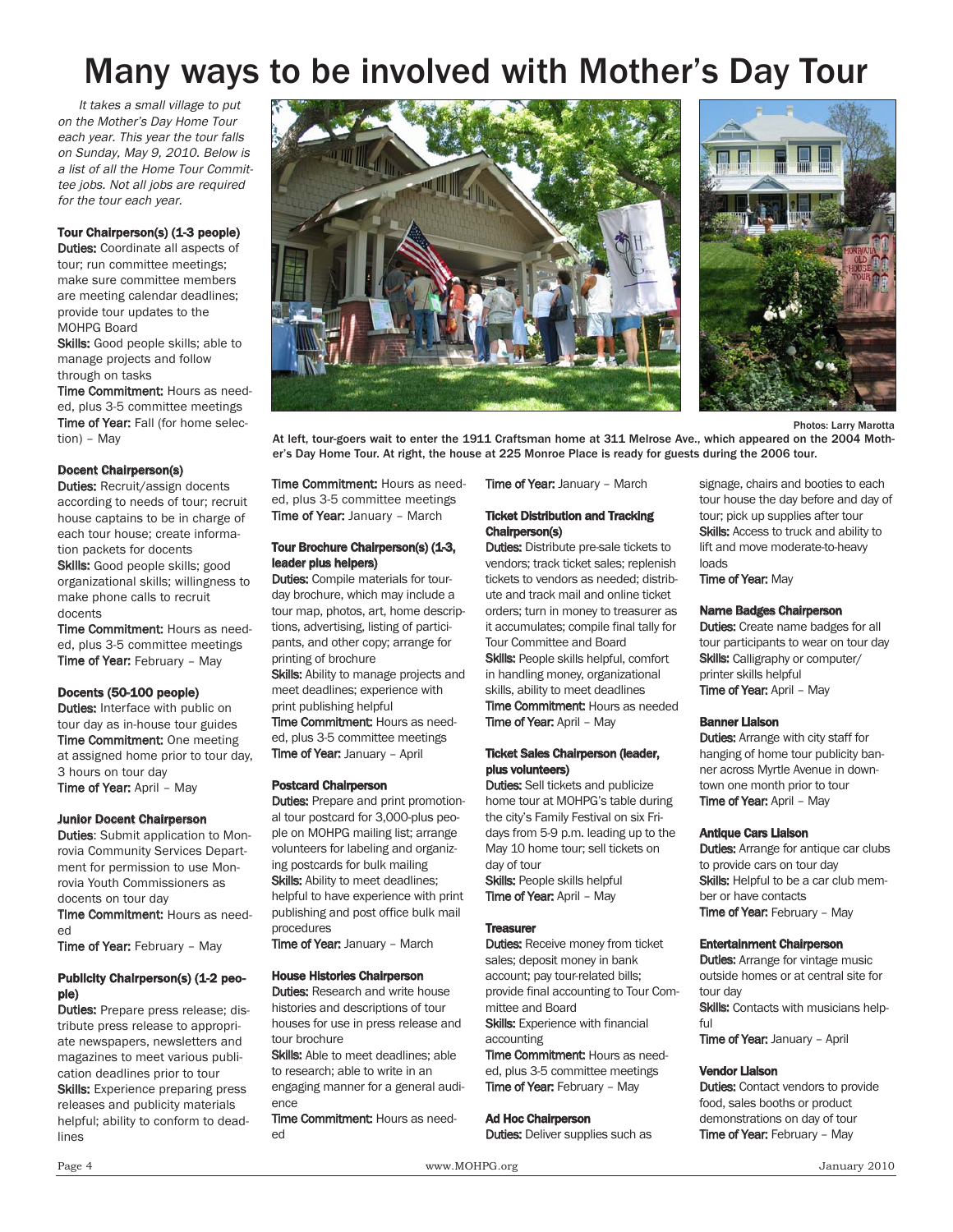# Many ways to be involved with Mother's Day Tour

*It takes a small village to put on the Mother's Day Home Tour each year. This year the tour falls on Sunday, May 9, 2010. Below is a list of all the Home Tour Committee jobs. Not all jobs are required for the tour each year.*

Photos: Larry Marotta

**At left, tour-goers wait to enter the 1911 Craftsman home at 311 Melrose Ave., which appeared on the 2004 Mother's Day Home Tour. At right, the house at 225 Monroe Place is ready for guests during the 2006 tour.**

### Tour Chairperson(s) (1-3 people)

**Duties:** Coordinate all aspects of tour; run committee meetings; make sure committee members are meeting calendar deadlines; provide tour updates to the MOHPG Board
**Skills:** Good people skills; able to manage projects and follow through on tasks
**Time Commitment:** Hours as needed, plus 3-5 committee meetings
**Time of Year:** Fall (for home selection) – May

### Docent Chairperson(s)

**Duties:** Recruit/assign docents according to needs of tour; recruit house captains to be in charge of each tour house; create information packets for docents
**Skills:** Good people skills; good organizational skills; willingness to make phone calls to recruit docents
**Time Commitment:** Hours as needed, plus 3-5 committee meetings
**Time of Year:** February – May

### Docents (50-100 people)

**Duties:** Interface with public on tour day as in-house tour guides
**Time Commitment:** One meeting at assigned home prior to tour day, 3 hours on tour day
**Time of Year:** April – May

### Junior Docent Chairperson

**Duties:** Submit application to Monrovia Community Services Department for permission to use Monrovia Youth Commissioners as docents on tour day
**Time Commitment:** Hours as needed
**Time of Year:** February – May

### Publicity Chairperson(s) (1-2 people)

**Duties:** Prepare press release; distribute press release to appropriate newspapers, newsletters and magazines to meet various publication deadlines prior to tour
**Skills:** Experience preparing press releases and publicity materials helpful; ability to conform to deadlines
**Time Commitment:** Hours as needed, plus 3-5 committee meetings
**Time of Year:** January – March

### Tour Brochure Chairperson(s) (1-3, leader plus helpers)

**Duties:** Compile materials for tour-day brochure, which may include a tour map, photos, art, home descriptions, advertising, listing of participants, and other copy; arrange for printing of brochure
**Skills:** Ability to manage projects and meet deadlines; experience with print publishing helpful
**Time Commitment:** Hours as needed, plus 3-5 committee meetings
**Time of Year:** January – April

### Postcard Chairperson

**Duties:** Prepare and print promotional tour postcard for 3,000-plus people on MOHPG mailing list; arrange volunteers for labeling and organizing postcards for bulk mailing
**Skills:** Ability to meet deadlines; helpful to have experience with print publishing and post office bulk mail procedures
**Time of Year:** January – March

### House Histories Chairperson

**Duties:** Research and write house histories and descriptions of tour houses for use in press release and tour brochure
**Skills:** Able to meet deadlines; able to research; able to write in an engaging manner for a general audience
**Time Commitment:** Hours as needed
**Time of Year:** January – March

### Ticket Distribution and Tracking Chairperson(s)

**Duties:** Distribute pre-sale tickets to vendors; track ticket sales; replenish tickets to vendors as needed; distribute and track mail and online ticket orders; turn in money to treasurer as it accumulates; compile final tally for Tour Committee and Board
**Skills:** People skills helpful, comfort in handling money, organizational skills, ability to meet deadlines
**Time Commitment:** Hours as needed
**Time of Year:** April – May

### Ticket Sales Chairperson (leader, plus volunteers)

**Duties:** Sell tickets and publicize home tour at MOHPG's table during the city's Family Festival on six Fridays from 5-9 p.m. leading up to the May 10 home tour; sell tickets on day of tour
**Skills:** People skills helpful
**Time of Year:** April – May

### Treasurer

**Duties:** Receive money from ticket sales; deposit money in bank account; pay tour-related bills; provide final accounting to Tour Committee and Board
**Skills:** Experience with financial accounting
**Time Commitment:** Hours as needed, plus 3-5 committee meetings
**Time of Year:** February – May

### Ad Hoc Chairperson

**Duties:** Deliver supplies such as signage, chairs and booties to each tour house the day before and day of tour; pick up supplies after tour
**Skills:** Access to truck and ability to lift and move moderate-to-heavy loads
**Time of Year:** May

### Name Badges Chairperson

**Duties:** Create name badges for all tour participants to wear on tour day
**Skills:** Calligraphy or computer/printer skills helpful
**Time of Year:** April – May

### Banner Liaison

**Duties:** Arrange with city staff for hanging of home tour publicity banner across Myrtle Avenue in downtown one month prior to tour
**Time of Year:** April – May

### Antique Cars Liaison

**Duties:** Arrange for antique car clubs to provide cars on tour day
**Skills:** Helpful to be a car club member or have contacts
**Time of Year:** February – May

### Entertainment Chairperson

**Duties:** Arrange for vintage music outside homes or at central site for tour day
**Skills:** Contacts with musicians helpful
**Time of Year:** January – April

### Vendor Liaison

**Duties:** Contact vendors to provide food, sales booths or product demonstrations on day of tour
**Time of Year:** February – May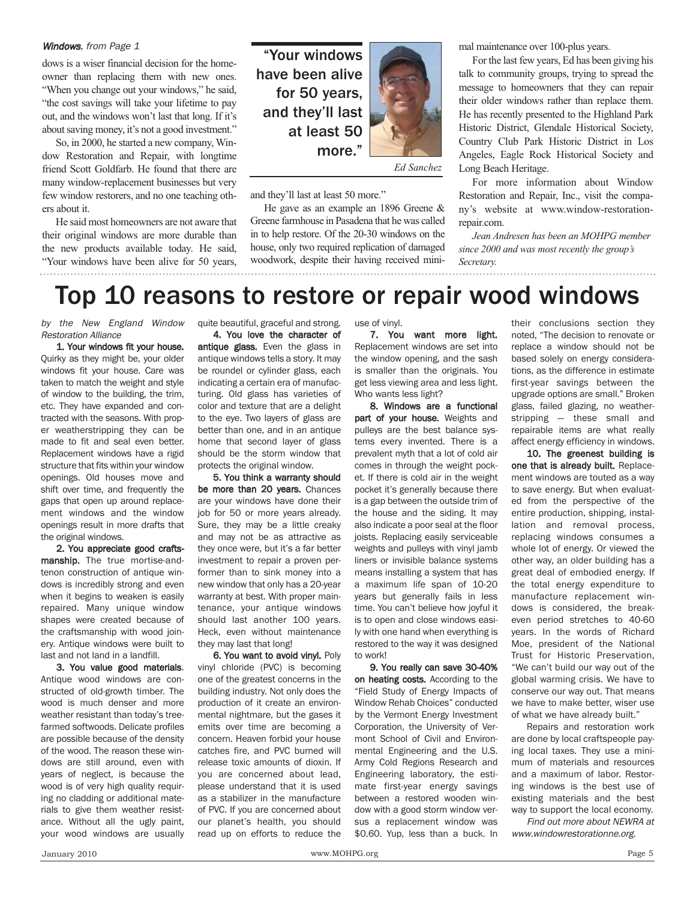*Windows, from Page 1*

dows is a wiser financial decision for the homeowner than replacing them with new ones. "When you change out your windows," he said, "the cost savings will take your lifetime to pay out, and the windows won't last that long. If it's about saving money, it's not a good investment."

So, in 2000, he started a new company, Window Restoration and Repair, with longtime friend Scott Goldfarb. He found that there are many window-replacement businesses but very few window restorers, and no one teaching others about it.

He said most homeowners are not aware that their original windows are more durable than the new products available today. He said, "Your windows have been alive for 50 years, and they'll last at least 50 more."

> **"Your windows have been alive for 50 years, and they'll last at least 50 more."**
>
> *Ed Sanchez*

He gave as an example an 1896 Greene & Greene farmhouse in Pasadena that he was called in to help restore. Of the 20-30 windows on the house, only two required replication of damaged woodwork, despite their having received minimal maintenance over 100-plus years.

For the last few years, Ed has been giving his talk to community groups, trying to spread the message to homeowners that they can repair their older windows rather than replace them. He has recently presented to the Highland Park Historic District, Glendale Historical Society, Country Club Park Historic District in Los Angeles, Eagle Rock Historical Society and Long Beach Heritage.

For more information about Window Restoration and Repair, Inc., visit the company's website at www.window-restoration-repair.com.

*Jean Andresen has been an MOHPG member since 2000 and was most recently the group's Secretary.*

# Top 10 reasons to restore or repair wood windows

*by the New England Window Restoration Alliance*

**1. Your windows fit your house.** Quirky as they might be, your older windows fit your house. Care was taken to match the weight and style of window to the building, the trim, etc. They have expanded and contracted with the seasons. With proper weatherstripping they can be made to fit and seal even better. Replacement windows have a rigid structure that fits within your window openings. Old houses move and shift over time, and frequently the gaps that open up around replacement windows and the window openings result in more drafts that the original windows.

**2. You appreciate good craftsmanship.** The true mortise-and-tenon construction of antique windows is incredibly strong and even when it begins to weaken is easily repaired. Many unique window shapes were created because of the craftsmanship with wood joinery. Antique windows were built to last and not land in a landfill.

**3. You value good materials**. Antique wood windows are constructed of old-growth timber. The wood is much denser and more weather resistant than today's tree-farmed softwoods. Delicate profiles are possible because of the density of the wood. The reason these windows are still around, even with years of neglect, is because the wood is of very high quality requiring no cladding or additional materials to give them weather resistance. Without all the ugly paint, your wood windows are usually quite beautiful, graceful and strong.

**4. You love the character of antique glass.** Even the glass in antique windows tells a story. It may be roundel or cylinder glass, each indicating a certain era of manufacturing. Old glass has varieties of color and texture that are a delight to the eye. Two layers of glass are better than one, and in an antique home that second layer of glass should be the storm window that protects the original window.

**5. You think a warranty should be more than 20 years.** Chances are your windows have done their job for 50 or more years already. Sure, they may be a little creaky and may not be as attractive as they once were, but it's a far better investment to repair a proven performer than to sink money into a new window that only has a 20-year warranty at best. With proper maintenance, your antique windows should last another 100 years. Heck, even without maintenance they may last that long!

**6. You want to avoid vinyl.** Poly vinyl chloride (PVC) is becoming one of the greatest concerns in the building industry. Not only does the production of it create an environmental nightmare, but the gases it emits over time are becoming a concern. Heaven forbid your house catches fire, and PVC burned will release toxic amounts of dioxin. If you are concerned about lead, please understand that it is used as a stabilizer in the manufacture of PVC. If you are concerned about our planet's health, you should read up on efforts to reduce the use of vinyl.

**7. You want more light.** Replacement windows are set into the window opening, and the sash is smaller than the originals. You get less viewing area and less light. Who wants less light?

**8. Windows are a functional part of your house.** Weights and pulleys are the best balance systems every invented. There is a prevalent myth that a lot of cold air comes in through the weight pocket. If there is cold air in the weight pocket it's generally because there is a gap between the outside trim of the house and the siding. It may also indicate a poor seal at the floor joists. Replacing easily serviceable weights and pulleys with vinyl jamb liners or invisible balance systems means installing a system that has a maximum life span of 10-20 years but generally fails in less time. You can't believe how joyful it is to open and close windows easily with one hand when everything is restored to the way it was designed to work!

**9. You really can save 30-40% on heating costs.** According to the "Field Study of Energy Impacts of Window Rehab Choices" conducted by the Vermont Energy Investment Corporation, the University of Vermont School of Civil and Environmental Engineering and the U.S. Army Cold Regions Research and Engineering laboratory, the estimate first-year energy savings between a restored wooden window with a good storm window versus a replacement window was $0.60. Yup, less than a buck. In their conclusions section they noted, "The decision to renovate or replace a window should not be based solely on energy considerations, as the difference in estimate first-year savings between the upgrade options are small." Broken glass, failed glazing, no weatherstripping — these small and repairable items are what really affect energy efficiency in windows.

**10. The greenest building is one that is already built.** Replacement windows are touted as a way to save energy. But when evaluated from the perspective of the entire production, shipping, installation and removal process, replacing windows consumes a whole lot of energy. Or viewed the other way, an older building has a great deal of embodied energy. If the total energy expenditure to manufacture replacement windows is considered, the break-even period stretches to 40-60 years. In the words of Richard Moe, president of the National Trust for Historic Preservation, "We can't build our way out of the global warming crisis. We have to conserve our way out. That means we have to make better, wiser use of what we have already built."

Repairs and restoration work are done by local craftspeople paying local taxes. They use a minimum of materials and resources and a maximum of labor. Restoring windows is the best use of existing materials and the best way to support the local economy.

*Find out more about NEWRA at www.windowrestorationne.org.*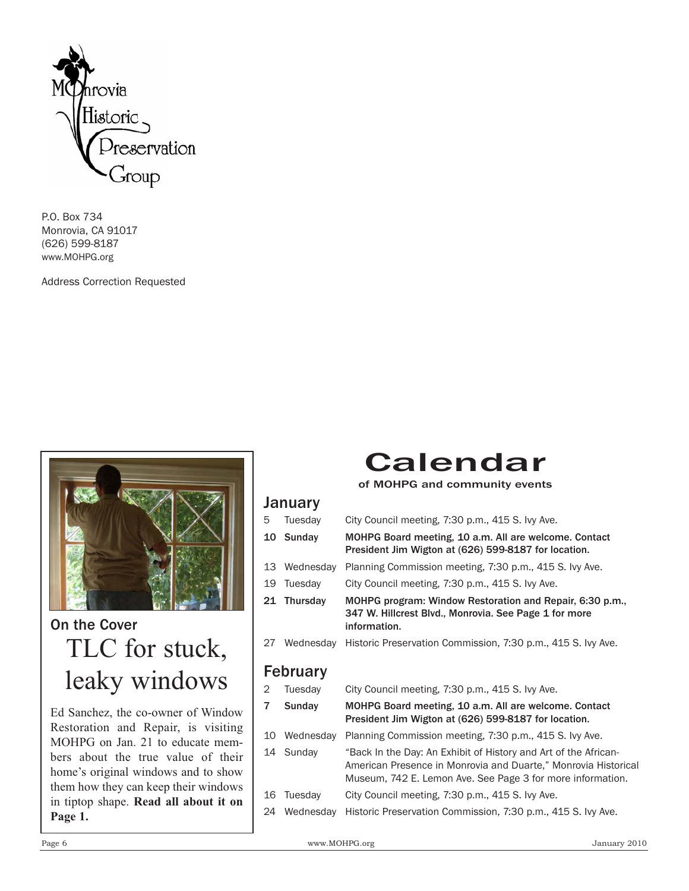Monrovia Historic Preservation Group

P.O. Box 734
Monrovia, CA 91017
(626) 599-8187
www.MOHPG.org

Address Correction Requested

## On the Cover

# TLC for stuck, leaky windows

Ed Sanchez, the co-owner of Window Restoration and Repair, is visiting MOHPG on Jan. 21 to educate members about the true value of their home's original windows and to show them how they can keep their windows in tiptop shape. **Read all about it on Page 1.**

# Calendar

**of MOHPG and community events**

## January

| | | |
|---|---|---|
| 5 | Tuesday | City Council meeting, 7:30 p.m., 415 S. Ivy Ave. |
| **10** | **Sunday** | **MOHPG Board meeting, 10 a.m. All are welcome. Contact President Jim Wigton at (626) 599-8187 for location.** |
| 13 | Wednesday | Planning Commission meeting, 7:30 p.m., 415 S. Ivy Ave. |
| 19 | Tuesday | City Council meeting, 7:30 p.m., 415 S. Ivy Ave. |
| **21** | **Thursday** | **MOHPG program: Window Restoration and Repair, 6:30 p.m., 347 W. Hillcrest Blvd., Monrovia. See Page 1 for more information.** |
| 27 | Wednesday | Historic Preservation Commission, 7:30 p.m., 415 S. Ivy Ave. |

## February

| | | |
|---|---|---|
| 2 | Tuesday | City Council meeting, 7:30 p.m., 415 S. Ivy Ave. |
| **7** | **Sunday** | **MOHPG Board meeting, 10 a.m. All are welcome. Contact President Jim Wigton at (626) 599-8187 for location.** |
| 10 | Wednesday | Planning Commission meeting, 7:30 p.m., 415 S. Ivy Ave. |
| 14 | Sunday | "Back In the Day: An Exhibit of History and Art of the African-American Presence in Monrovia and Duarte," Monrovia Historical Museum, 742 E. Lemon Ave. See Page 3 for more information. |
| 16 | Tuesday | City Council meeting, 7:30 p.m., 415 S. Ivy Ave. |
| 24 | Wednesday | Historic Preservation Commission, 7:30 p.m., 415 S. Ivy Ave. |